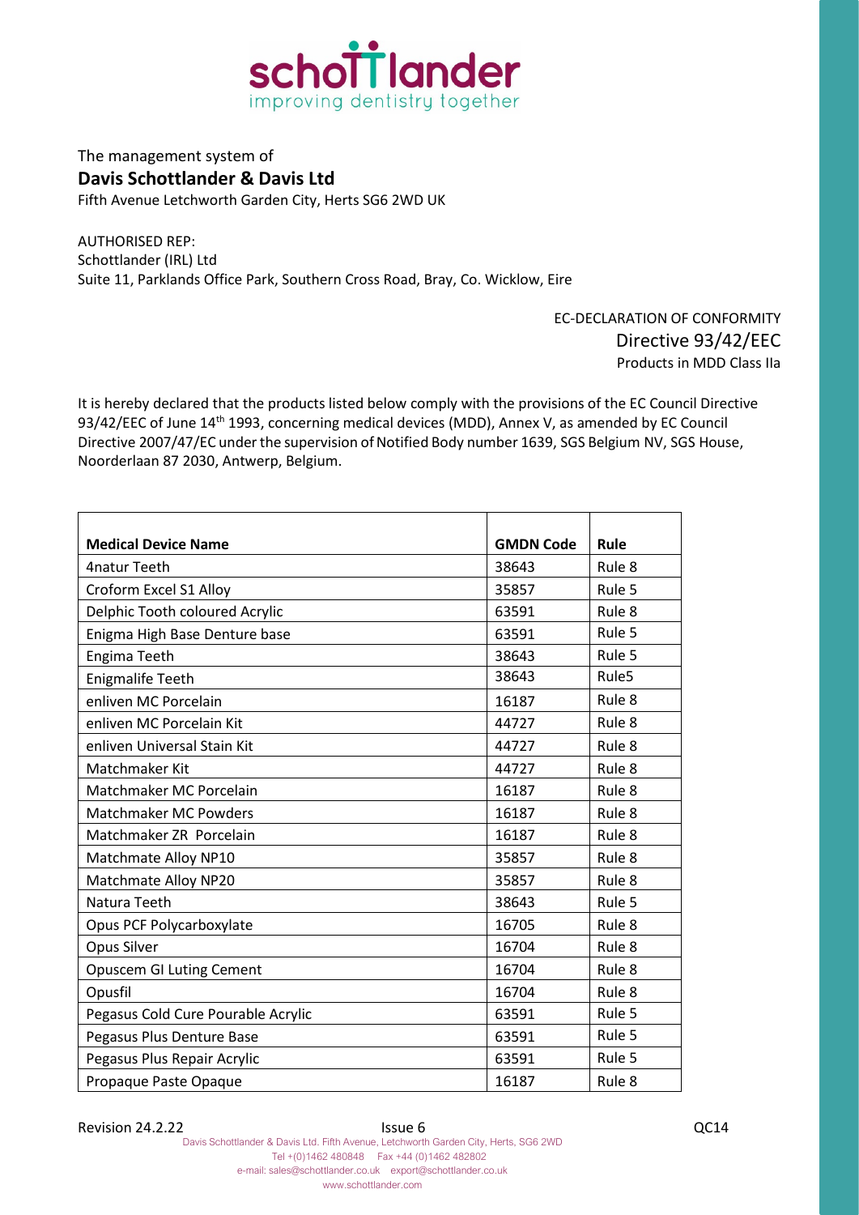**schottlander**
improving dentistry together

The management system of

**Davis Schottlander & Davis Ltd**

Fifth Avenue Letchworth Garden City, Herts SG6 2WD UK

AUTHORISED REP:
Schottlander (IRL) Ltd
Suite 11, Parklands Office Park, Southern Cross Road, Bray, Co. Wicklow, Eire

EC-DECLARATION OF CONFORMITY
Directive 93/42/EEC
Products in MDD Class IIa

It is hereby declared that the products listed below comply with the provisions of the EC Council Directive 93/42/EEC of June 14th 1993, concerning medical devices (MDD), Annex V, as amended by EC Council Directive 2007/47/EC under the supervision of Notified Body number 1639, SGS Belgium NV, SGS House, Noorderlaan 87 2030, Antwerp, Belgium.

| Medical Device Name | GMDN Code | Rule |
|---|---|---|
| 4natur Teeth | 38643 | Rule 8 |
| Croform Excel S1 Alloy | 35857 | Rule 5 |
| Delphic Tooth coloured Acrylic | 63591 | Rule 8 |
| Enigma High Base Denture base | 63591 | Rule 5 |
| Engima Teeth | 38643 | Rule 5 |
| Enigmalife Teeth | 38643 | Rule5 |
| enliven MC Porcelain | 16187 | Rule 8 |
| enliven MC Porcelain Kit | 44727 | Rule 8 |
| enliven Universal Stain Kit | 44727 | Rule 8 |
| Matchmaker Kit | 44727 | Rule 8 |
| Matchmaker MC Porcelain | 16187 | Rule 8 |
| Matchmaker MC Powders | 16187 | Rule 8 |
| Matchmaker ZR Porcelain | 16187 | Rule 8 |
| Matchmate Alloy NP10 | 35857 | Rule 8 |
| Matchmate Alloy NP20 | 35857 | Rule 8 |
| Natura Teeth | 38643 | Rule 5 |
| Opus PCF Polycarboxylate | 16705 | Rule 8 |
| Opus Silver | 16704 | Rule 8 |
| Opuscem GI Luting Cement | 16704 | Rule 8 |
| Opusfil | 16704 | Rule 8 |
| Pegasus Cold Cure Pourable Acrylic | 63591 | Rule 5 |
| Pegasus Plus Denture Base | 63591 | Rule 5 |
| Pegasus Plus Repair Acrylic | 63591 | Rule 5 |
| Propaque Paste Opaque | 16187 | Rule 8 |

Revision 24.2.22 Issue 6 QC14

Davis Schottlander & Davis Ltd. Fifth Avenue, Letchworth Garden City, Herts, SG6 2WD
Tel +(0)1462 480848 Fax +44 (0)1462 482802
e-mail: sales@schottlander.co.uk export@schottlander.co.uk
www.schottlander.com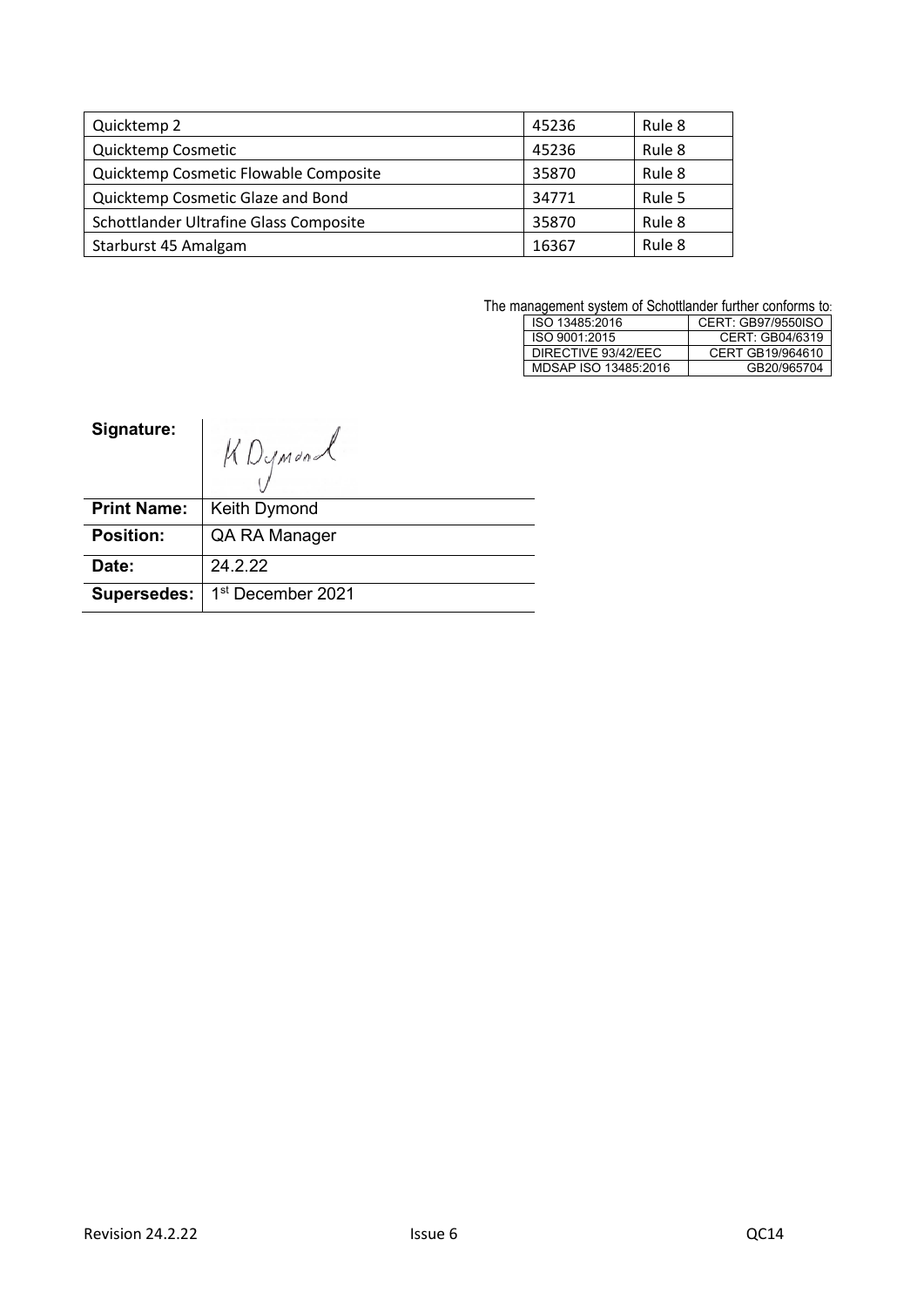| | | |
|---|---|---|
| Quicktemp 2 | 45236 | Rule 8 |
| Quicktemp Cosmetic | 45236 | Rule 8 |
| Quicktemp Cosmetic Flowable Composite | 35870 | Rule 8 |
| Quicktemp Cosmetic Glaze and Bond | 34771 | Rule 5 |
| Schottlander Ultrafine Glass Composite | 35870 | Rule 8 |
| Starburst 45 Amalgam | 16367 | Rule 8 |

The management system of Schottlander further conforms to:

| | |
|---|---|
| ISO 13485:2016 | CERT: GB97/9550ISO |
| ISO 9001:2015 | CERT: GB04/6319 |
| DIRECTIVE 93/42/EEC | CERT GB19/964610 |
| MDSAP ISO 13485:2016 | GB20/965704 |

| | |
|---|---|
| **Signature:** | K Dymond |
| **Print Name:** | Keith Dymond |
| **Position:** | QA RA Manager |
| **Date:** | 24.2.22 |
| **Supersedes:** | 1st December 2021 |

Revision 24.2.22 Issue 6 QC14